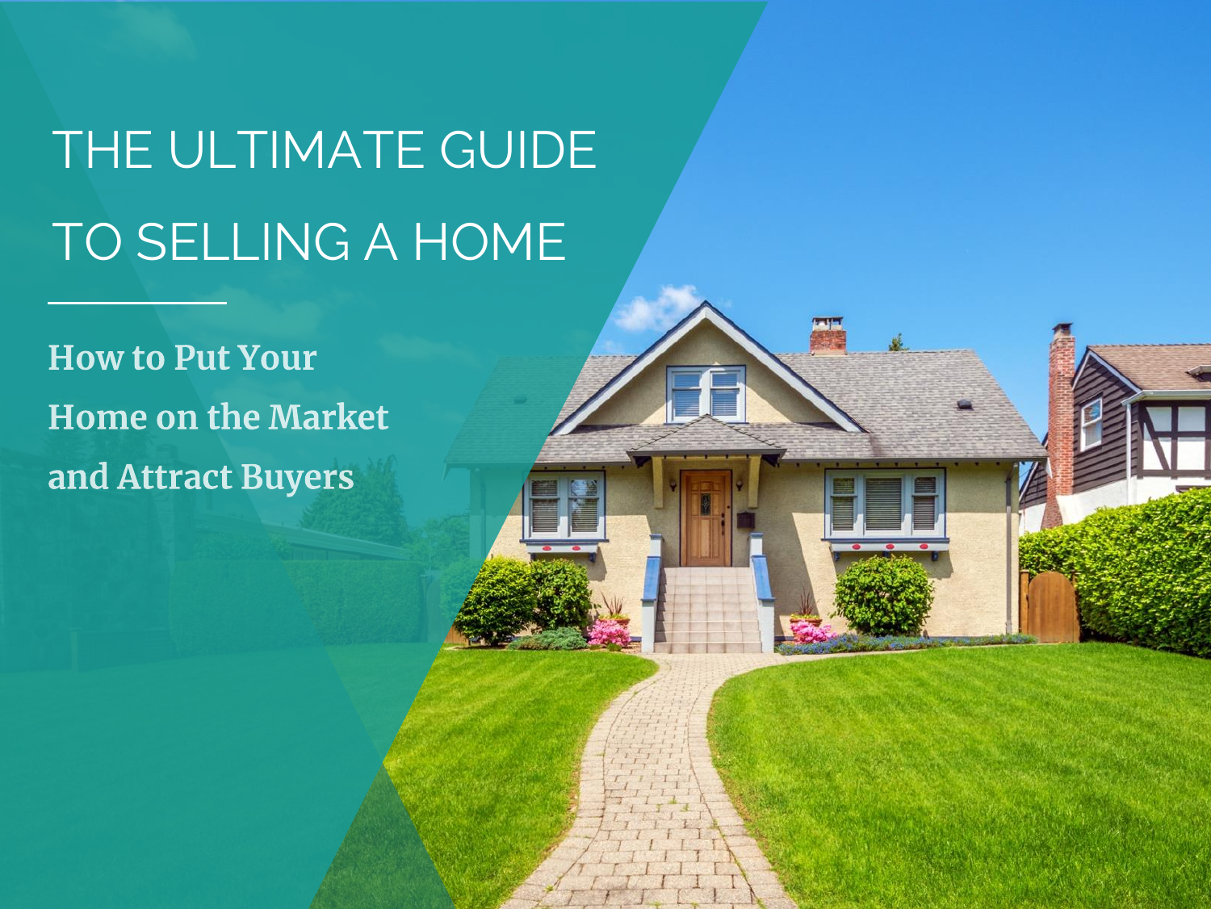# THE ULTIMATE GUIDE TO SELLING A HOME

## How to Put Your Home on the Market and Attract Buyers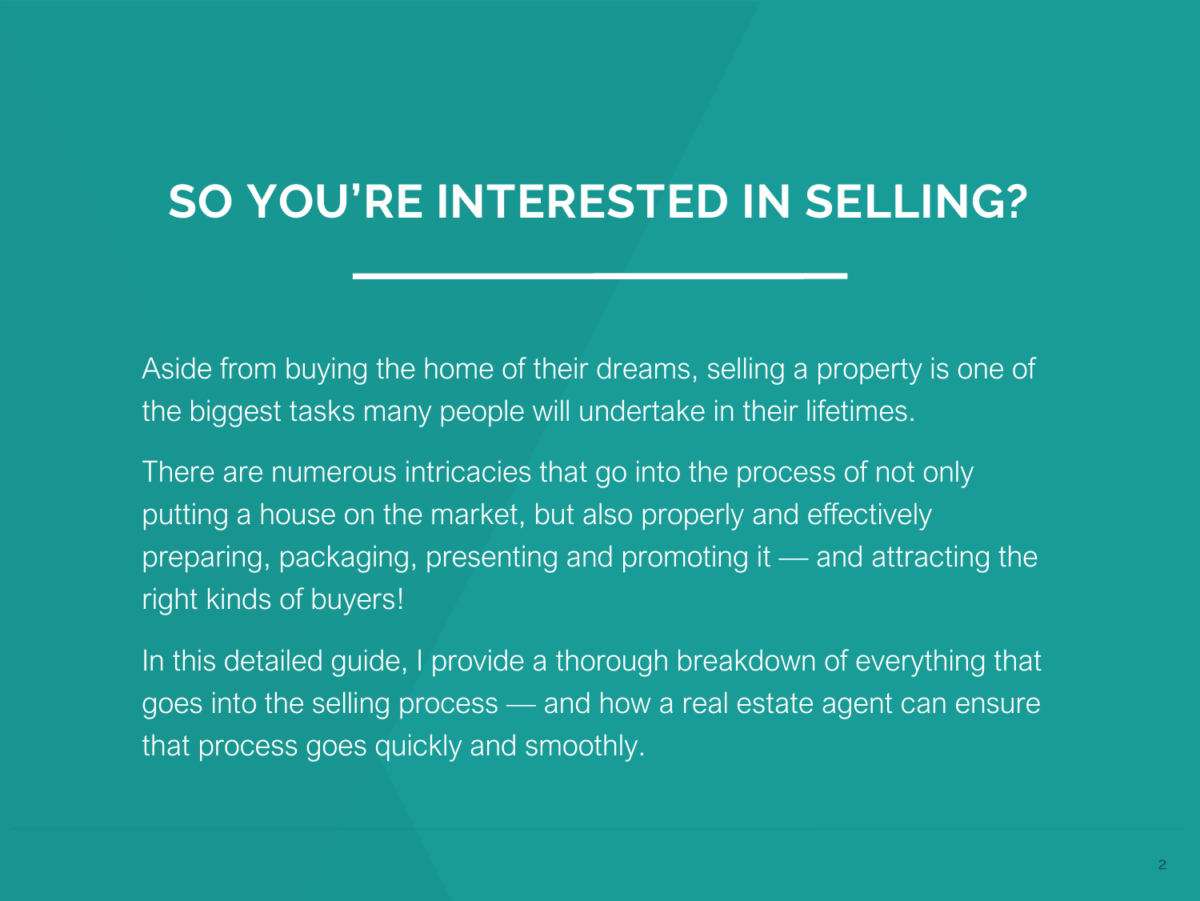# SO YOU'RE INTERESTED IN SELLING?

Aside from buying the home of their dreams, selling a property is one of the biggest tasks many people will undertake in their lifetimes.

There are numerous intricacies that go into the process of not only putting a house on the market, but also properly and effectively preparing, packaging, presenting and promoting it — and attracting the right kinds of buyers!

In this detailed guide, I provide a thorough breakdown of everything that goes into the selling process — and how a real estate agent can ensure that process goes quickly and smoothly.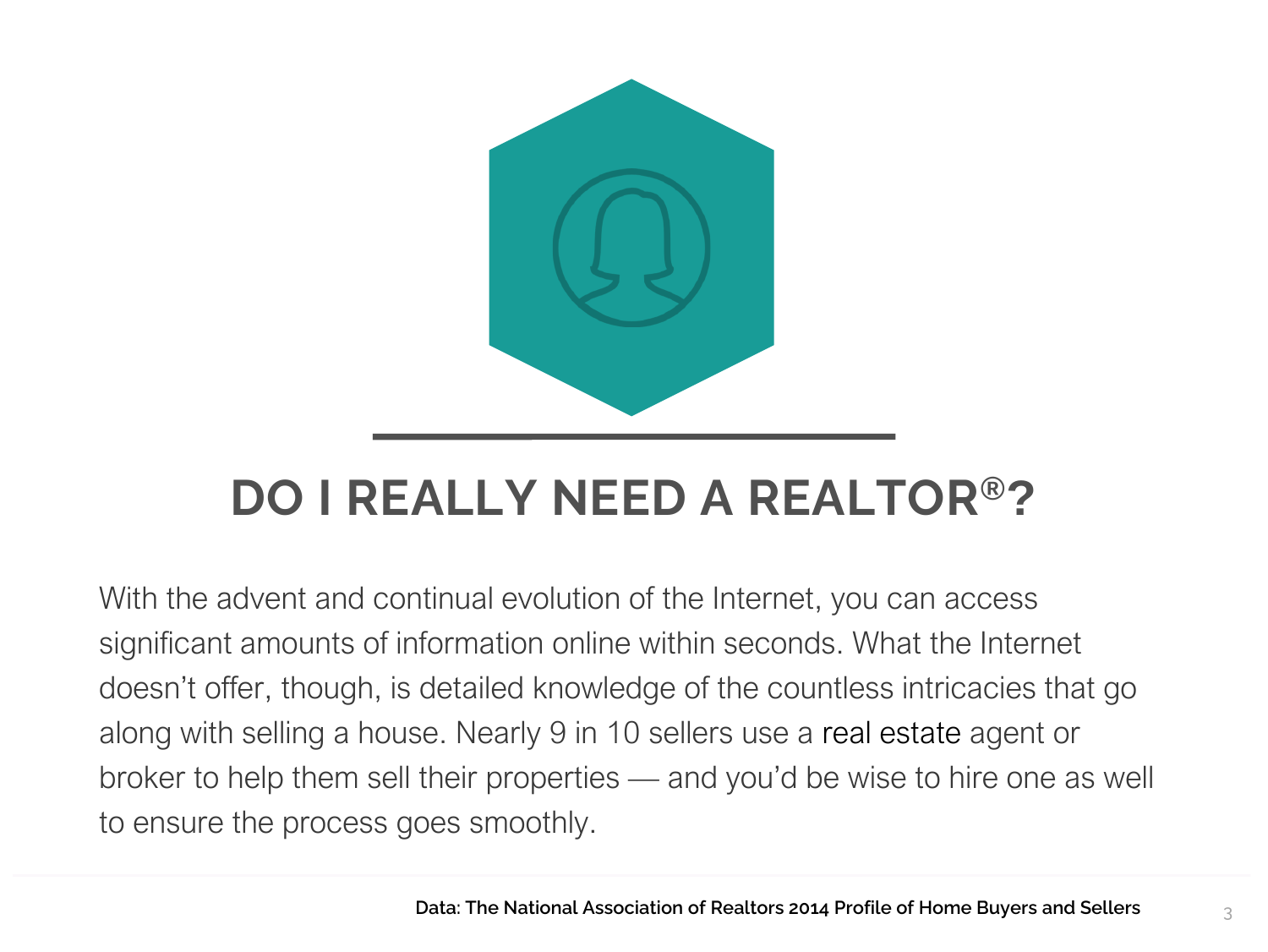# DO I REALLY NEED A REALTOR®?

With the advent and continual evolution of the Internet, you can access significant amounts of information online within seconds. What the Internet doesn't offer, though, is detailed knowledge of the countless intricacies that go along with selling a house. Nearly 9 in 10 sellers use a real estate agent or broker to help them sell their properties — and you'd be wise to hire one as well to ensure the process goes smoothly.

**Data: The National Association of Realtors 2014 Profile of Home Buyers and Sellers**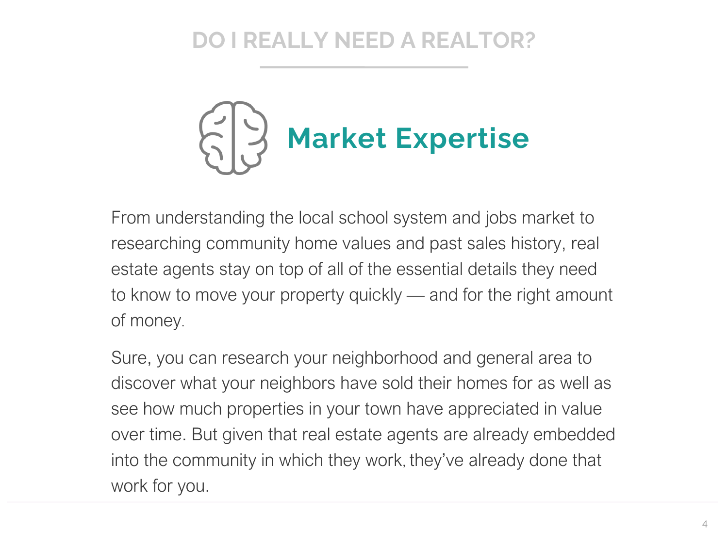# DO I REALLY NEED A REALTOR?

## Market Expertise

From understanding the local school system and jobs market to researching community home values and past sales history, real estate agents stay on top of all of the essential details they need to know to move your property quickly — and for the right amount of money.

Sure, you can research your neighborhood and general area to discover what your neighbors have sold their homes for as well as see how much properties in your town have appreciated in value over time. But given that real estate agents are already embedded into the community in which they work, they've already done that work for you.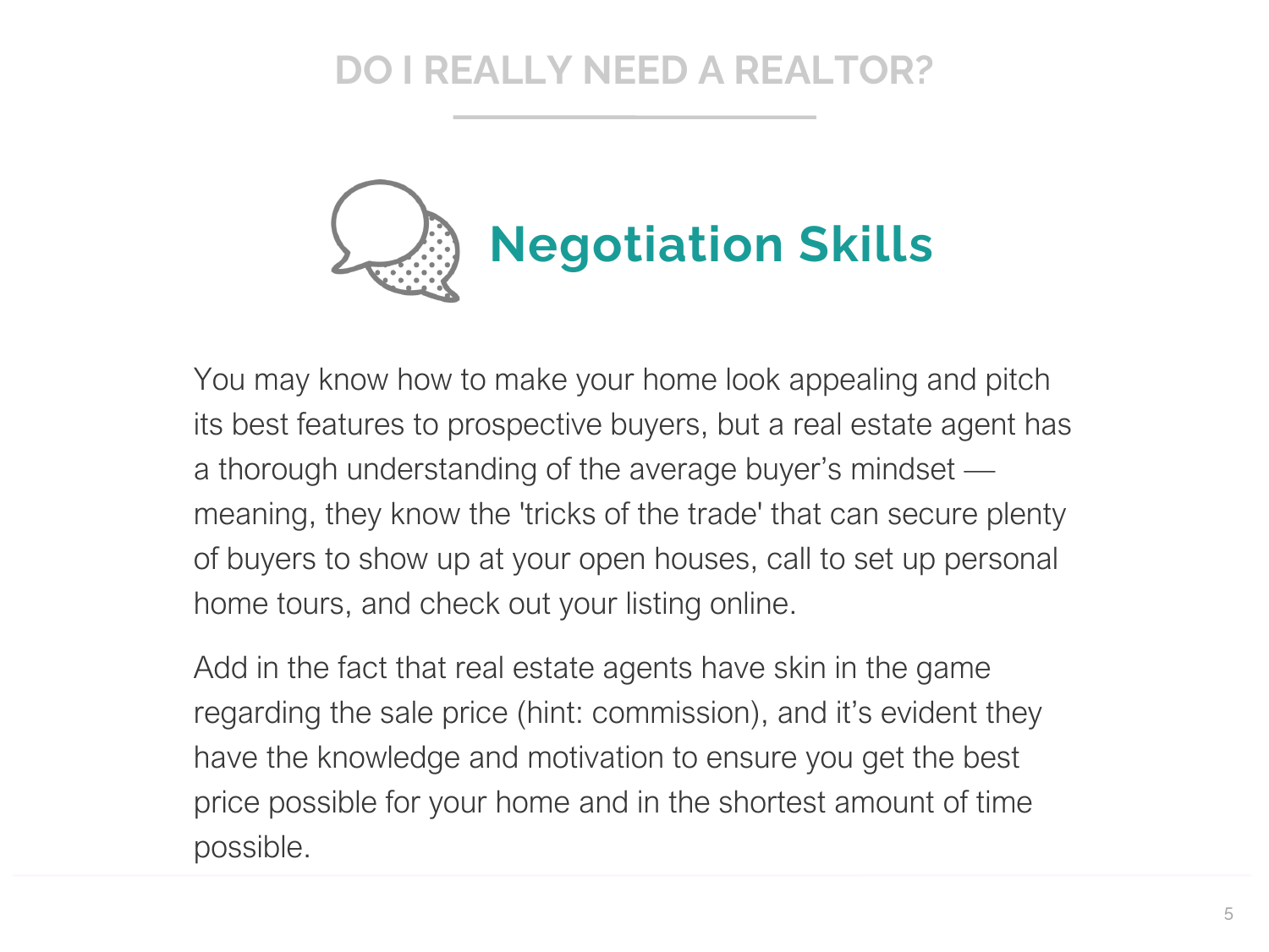## Negotiation Skills

You may know how to make your home look appealing and pitch its best features to prospective buyers, but a real estate agent has a thorough understanding of the average buyer's mindset — meaning, they know the 'tricks of the trade' that can secure plenty of buyers to show up at your open houses, call to set up personal home tours, and check out your listing online.

Add in the fact that real estate agents have skin in the game regarding the sale price (hint: commission), and it's evident they have the knowledge and motivation to ensure you get the best price possible for your home and in the shortest amount of time possible.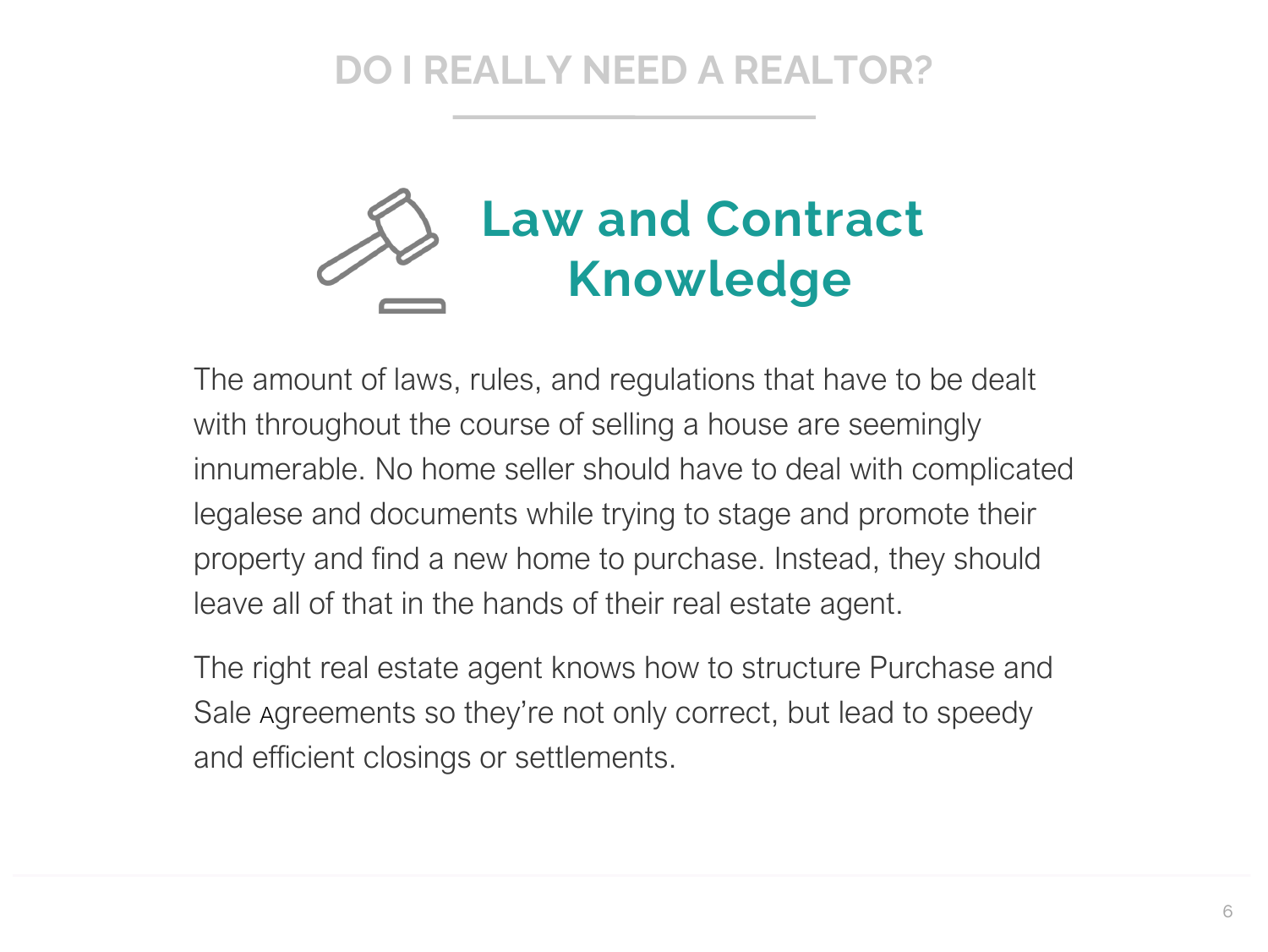# DO I REALLY NEED A REALTOR?

## Law and Contract Knowledge

The amount of laws, rules, and regulations that have to be dealt with throughout the course of selling a house are seemingly innumerable. No home seller should have to deal with complicated legalese and documents while trying to stage and promote their property and find a new home to purchase. Instead, they should leave all of that in the hands of their real estate agent.

The right real estate agent knows how to structure Purchase and Sale Agreements so they're not only correct, but lead to speedy and efficient closings or settlements.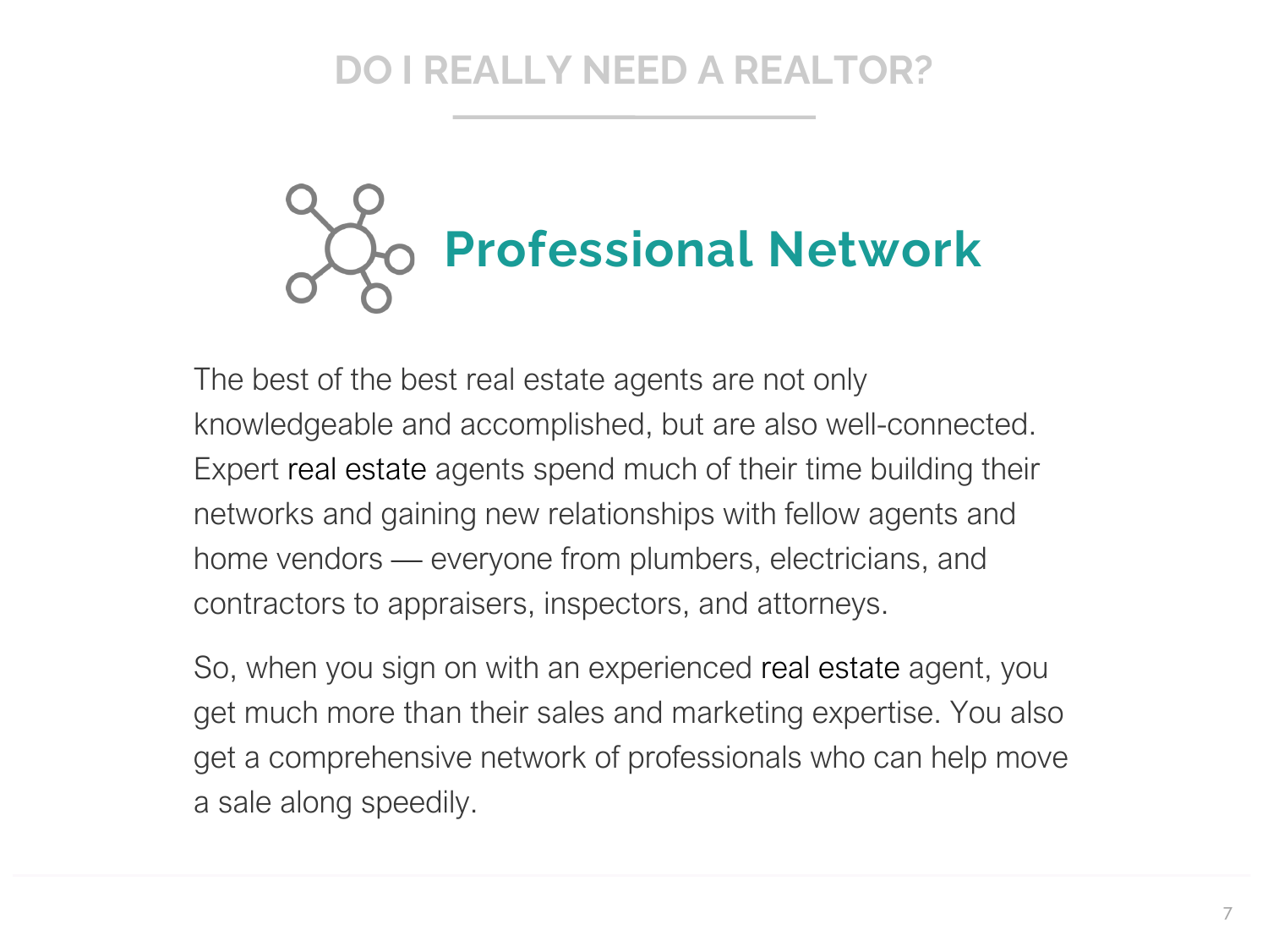# DO I REALLY NEED A REALTOR?

## Professional Network

The best of the best real estate agents are not only knowledgeable and accomplished, but are also well-connected. Expert real estate agents spend much of their time building their networks and gaining new relationships with fellow agents and home vendors — everyone from plumbers, electricians, and contractors to appraisers, inspectors, and attorneys.

So, when you sign on with an experienced real estate agent, you get much more than their sales and marketing expertise. You also get a comprehensive network of professionals who can help move a sale along speedily.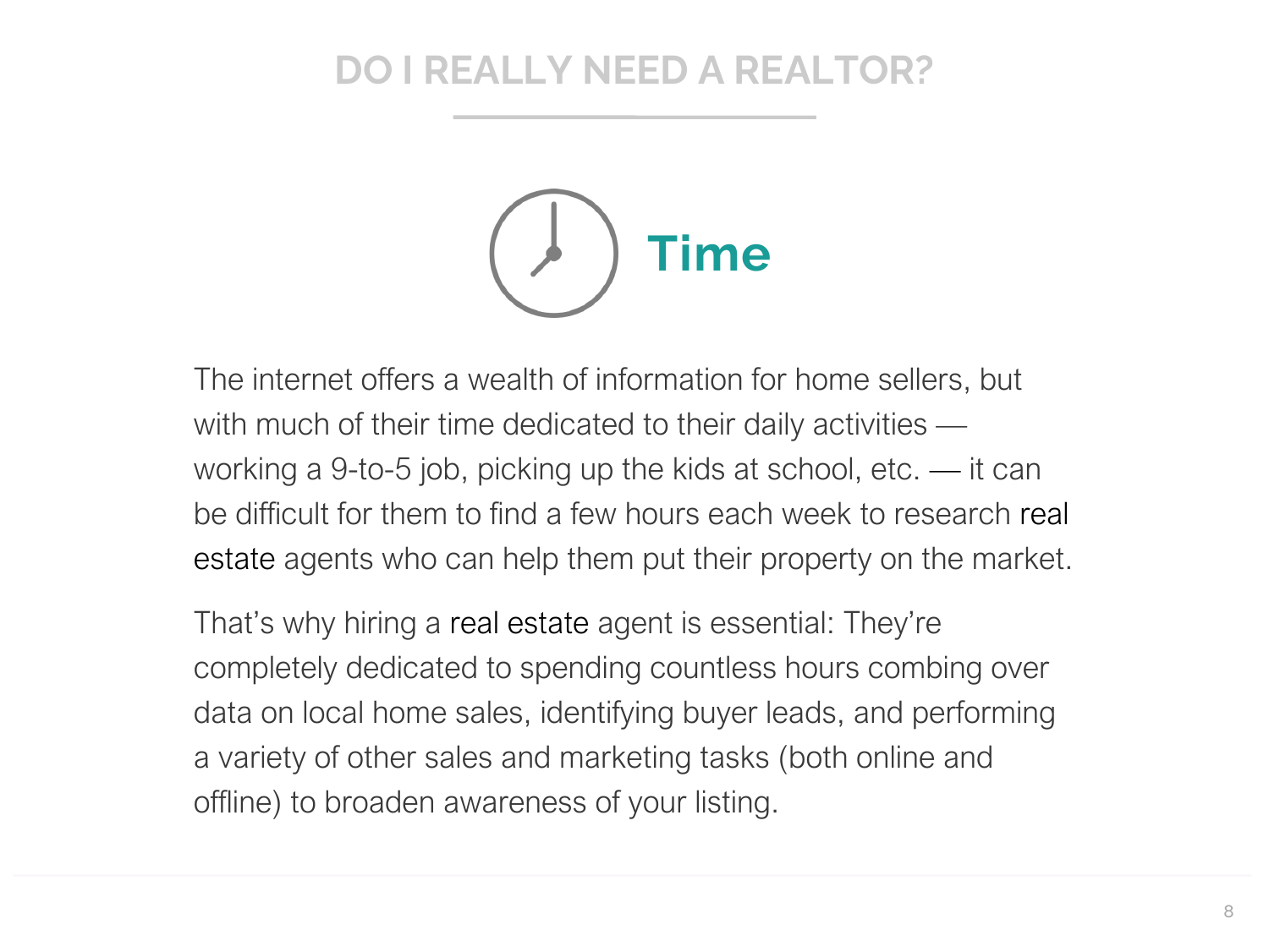## DO I REALLY NEED A REALTOR?

### Time

The internet offers a wealth of information for home sellers, but with much of their time dedicated to their daily activities — working a 9-to-5 job, picking up the kids at school, etc. — it can be difficult for them to find a few hours each week to research real estate agents who can help them put their property on the market.

That's why hiring a real estate agent is essential: They're completely dedicated to spending countless hours combing over data on local home sales, identifying buyer leads, and performing a variety of other sales and marketing tasks (both online and offline) to broaden awareness of your listing.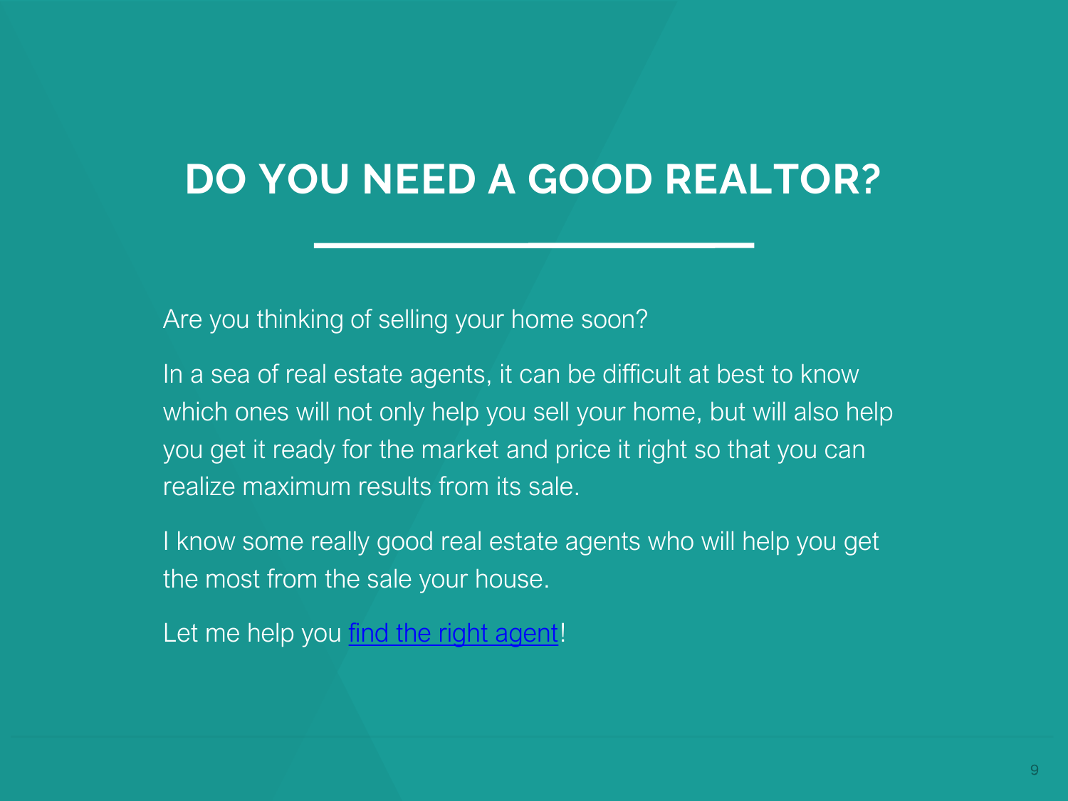# DO YOU NEED A GOOD REALTOR?

Are you thinking of selling your home soon?

In a sea of real estate agents, it can be difficult at best to know which ones will not only help you sell your home, but will also help you get it ready for the market and price it right so that you can realize maximum results from its sale.

I know some really good real estate agents who will help you get the most from the sale your house.

Let me help you find the right agent!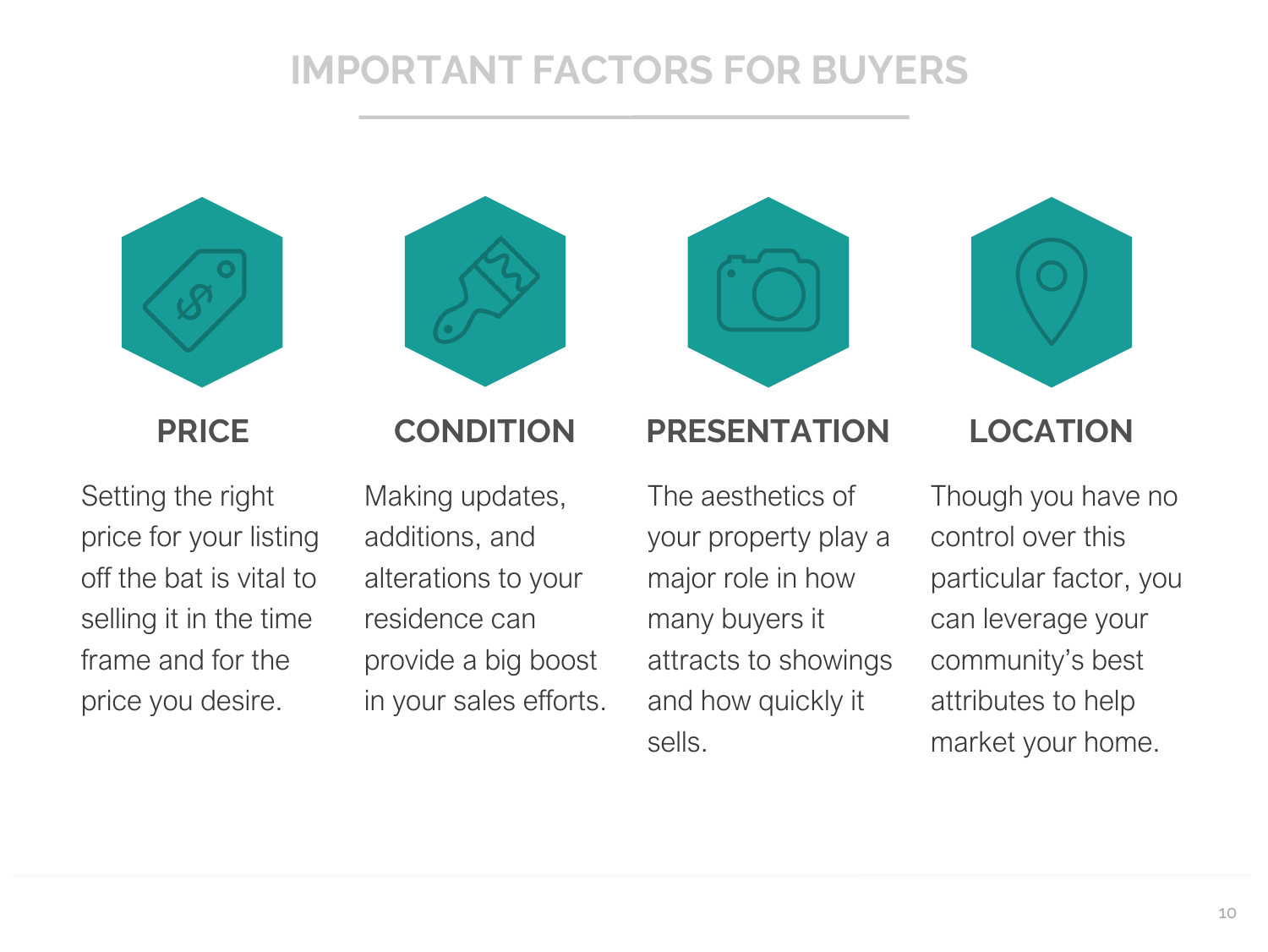# IMPORTANT FACTORS FOR BUYERS

## PRICE

Setting the right price for your listing off the bat is vital to selling it in the time frame and for the price you desire.

## CONDITION

Making updates, additions, and alterations to your residence can provide a big boost in your sales efforts.

## PRESENTATION

The aesthetics of your property play a major role in how many buyers it attracts to showings and how quickly it sells.

## LOCATION

Though you have no control over this particular factor, you can leverage your community's best attributes to help market your home.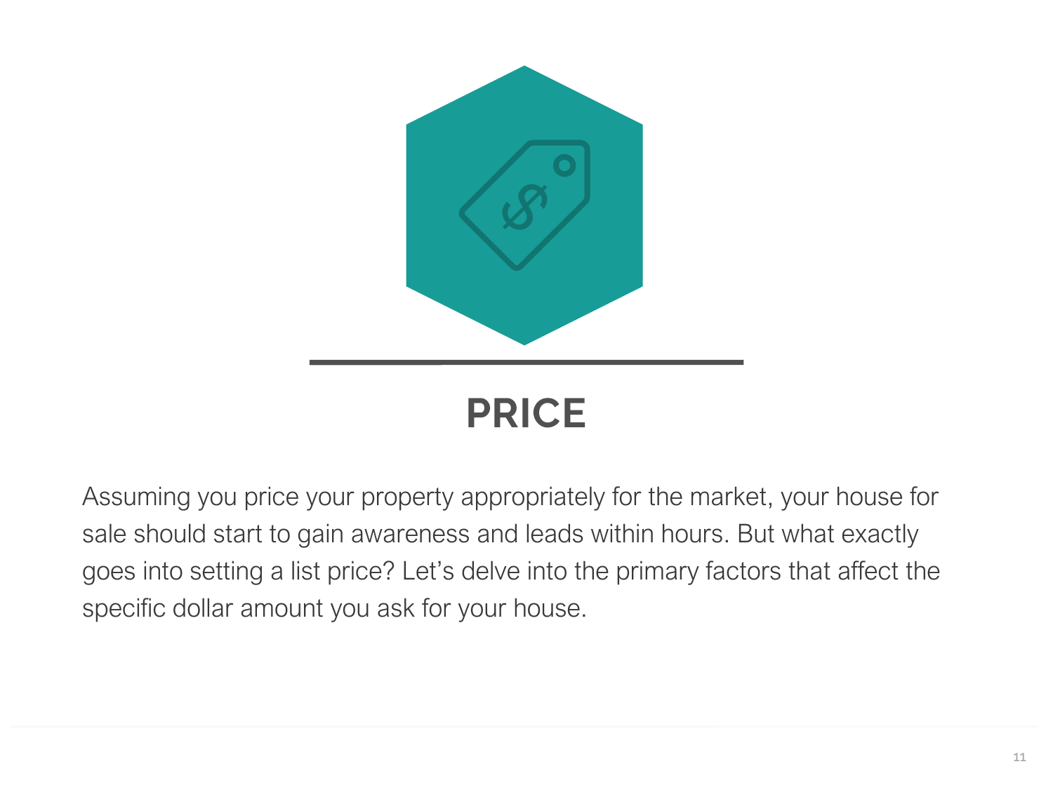# PRICE

Assuming you price your property appropriately for the market, your house for sale should start to gain awareness and leads within hours. But what exactly goes into setting a list price? Let's delve into the primary factors that affect the specific dollar amount you ask for your house.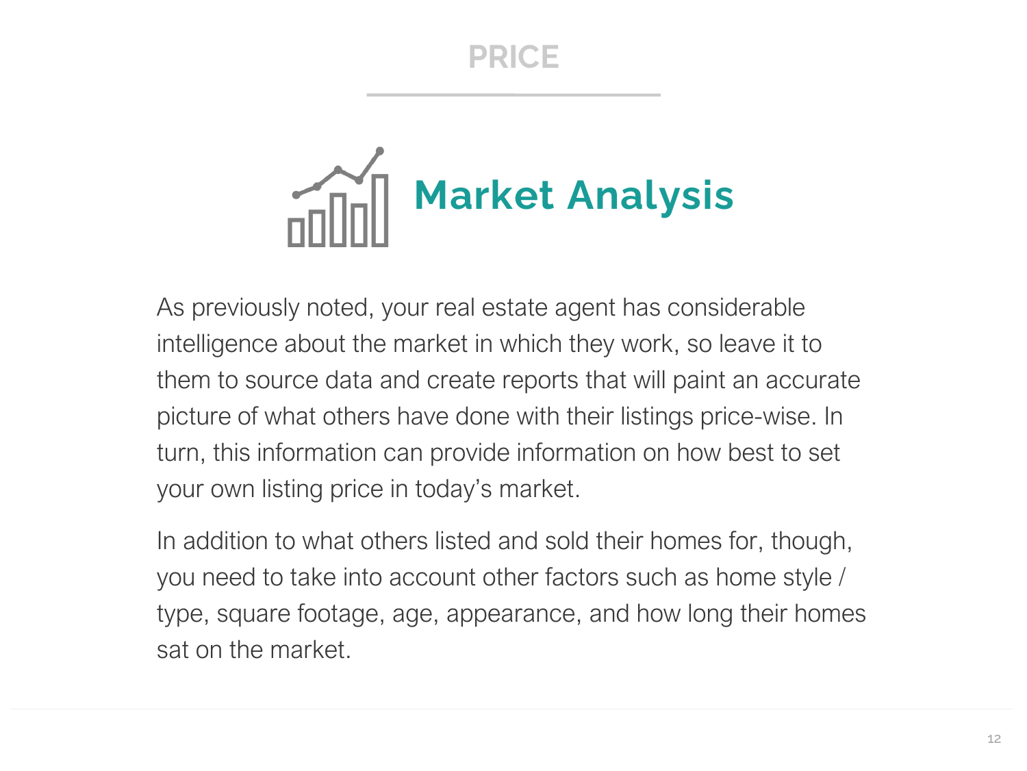# PRICE

## Market Analysis

As previously noted, your real estate agent has considerable intelligence about the market in which they work, so leave it to them to source data and create reports that will paint an accurate picture of what others have done with their listings price-wise. In turn, this information can provide information on how best to set your own listing price in today's market.

In addition to what others listed and sold their homes for, though, you need to take into account other factors such as home style / type, square footage, age, appearance, and how long their homes sat on the market.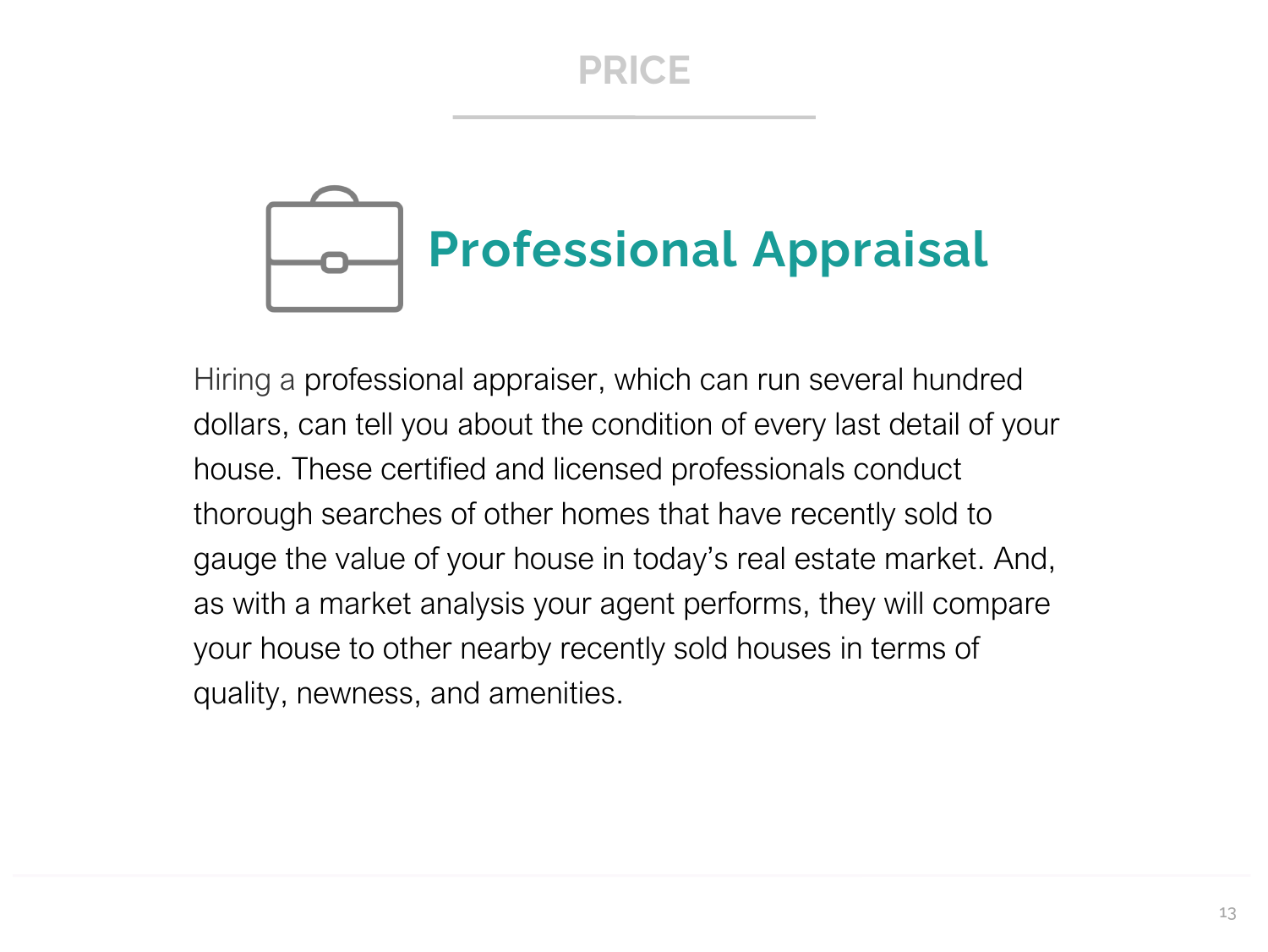# PRICE

## Professional Appraisal

Hiring a professional appraiser, which can run several hundred dollars, can tell you about the condition of every last detail of your house. These certified and licensed professionals conduct thorough searches of other homes that have recently sold to gauge the value of your house in today's real estate market. And, as with a market analysis your agent performs, they will compare your house to other nearby recently sold houses in terms of quality, newness, and amenities.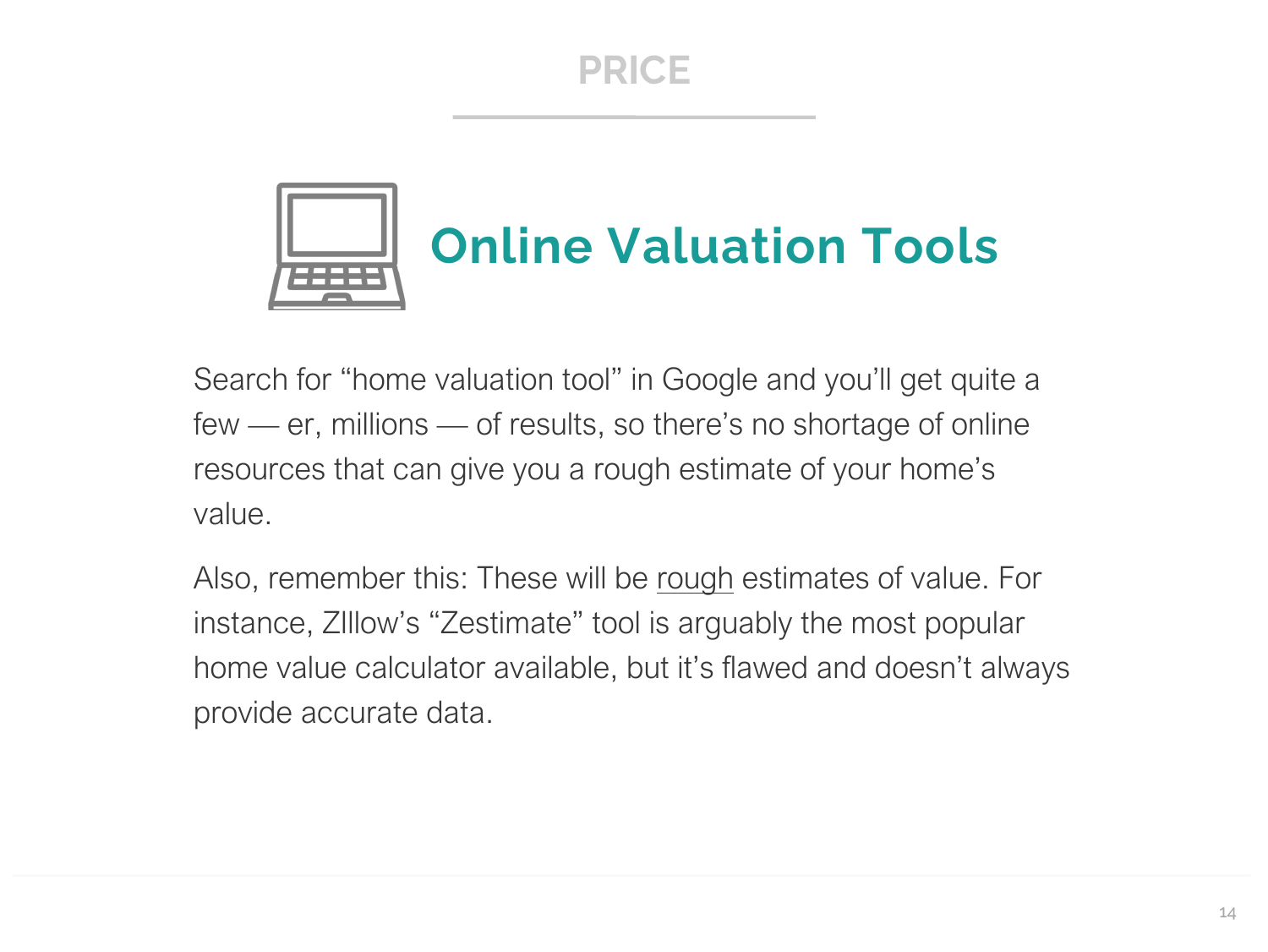## PRICE

# Online Valuation Tools

Search for “home valuation tool” in Google and you’ll get quite a few — er, millions — of results, so there’s no shortage of online resources that can give you a rough estimate of your home’s value.

Also, remember this: These will be <u>rough</u> estimates of value. For instance, ZIllow’s “Zestimate” tool is arguably the most popular home value calculator available, but it’s flawed and doesn’t always provide accurate data.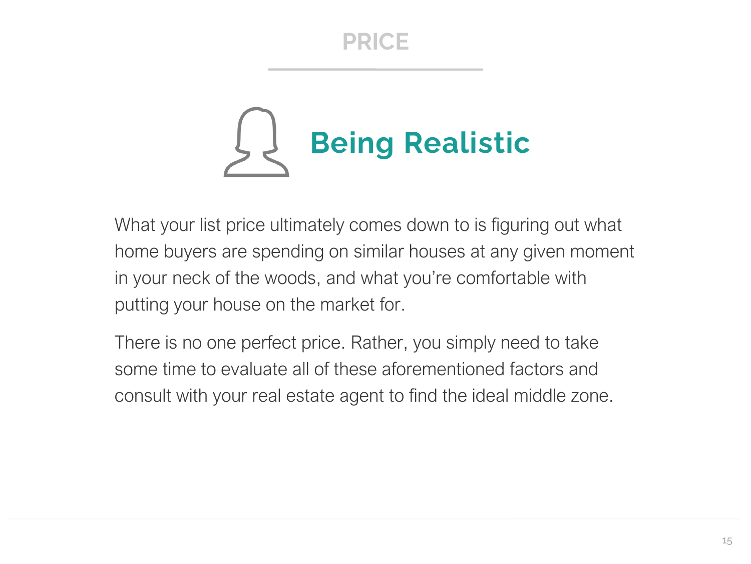# PRICE

## Being Realistic

What your list price ultimately comes down to is figuring out what home buyers are spending on similar houses at any given moment in your neck of the woods, and what you're comfortable with putting your house on the market for.

There is no one perfect price. Rather, you simply need to take some time to evaluate all of these aforementioned factors and consult with your real estate agent to find the ideal middle zone.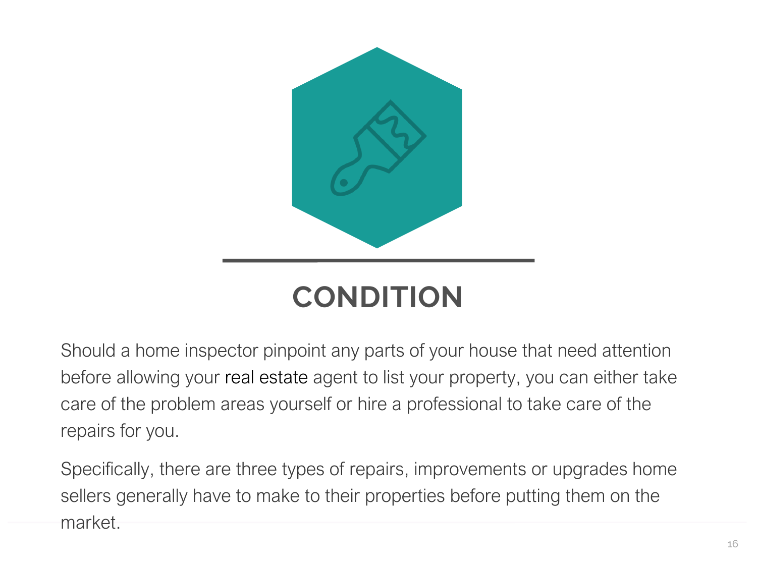# CONDITION

Should a home inspector pinpoint any parts of your house that need attention before allowing your real estate agent to list your property, you can either take care of the problem areas yourself or hire a professional to take care of the repairs for you.

Specifically, there are three types of repairs, improvements or upgrades home sellers generally have to make to their properties before putting them on the market.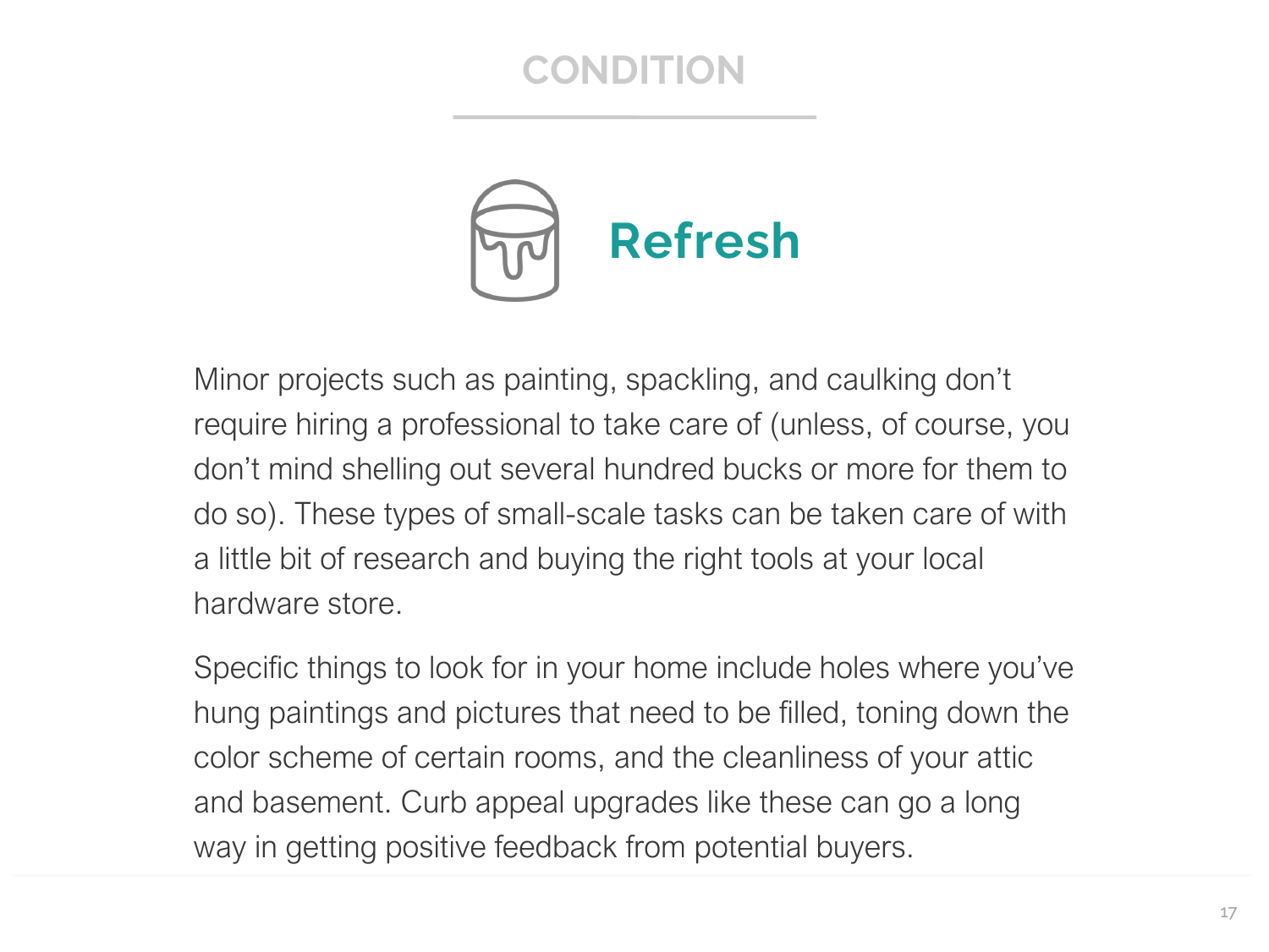## CONDITION

### Refresh

Minor projects such as painting, spackling, and caulking don't require hiring a professional to take care of (unless, of course, you don't mind shelling out several hundred bucks or more for them to do so). These types of small-scale tasks can be taken care of with a little bit of research and buying the right tools at your local hardware store.

Specific things to look for in your home include holes where you've hung paintings and pictures that need to be filled, toning down the color scheme of certain rooms, and the cleanliness of your attic and basement. Curb appeal upgrades like these can go a long way in getting positive feedback from potential buyers.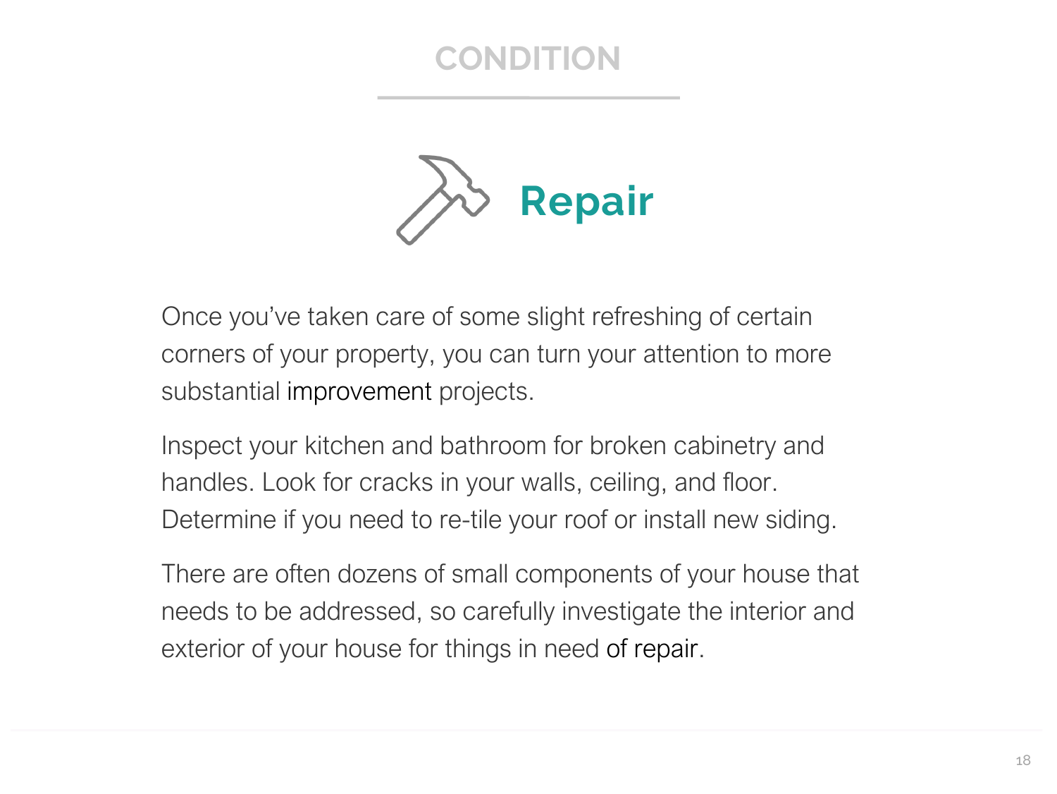## CONDITION

### Repair

Once you've taken care of some slight refreshing of certain corners of your property, you can turn your attention to more substantial improvement projects.

Inspect your kitchen and bathroom for broken cabinetry and handles. Look for cracks in your walls, ceiling, and floor. Determine if you need to re-tile your roof or install new siding.

There are often dozens of small components of your house that needs to be addressed, so carefully investigate the interior and exterior of your house for things in need of repair.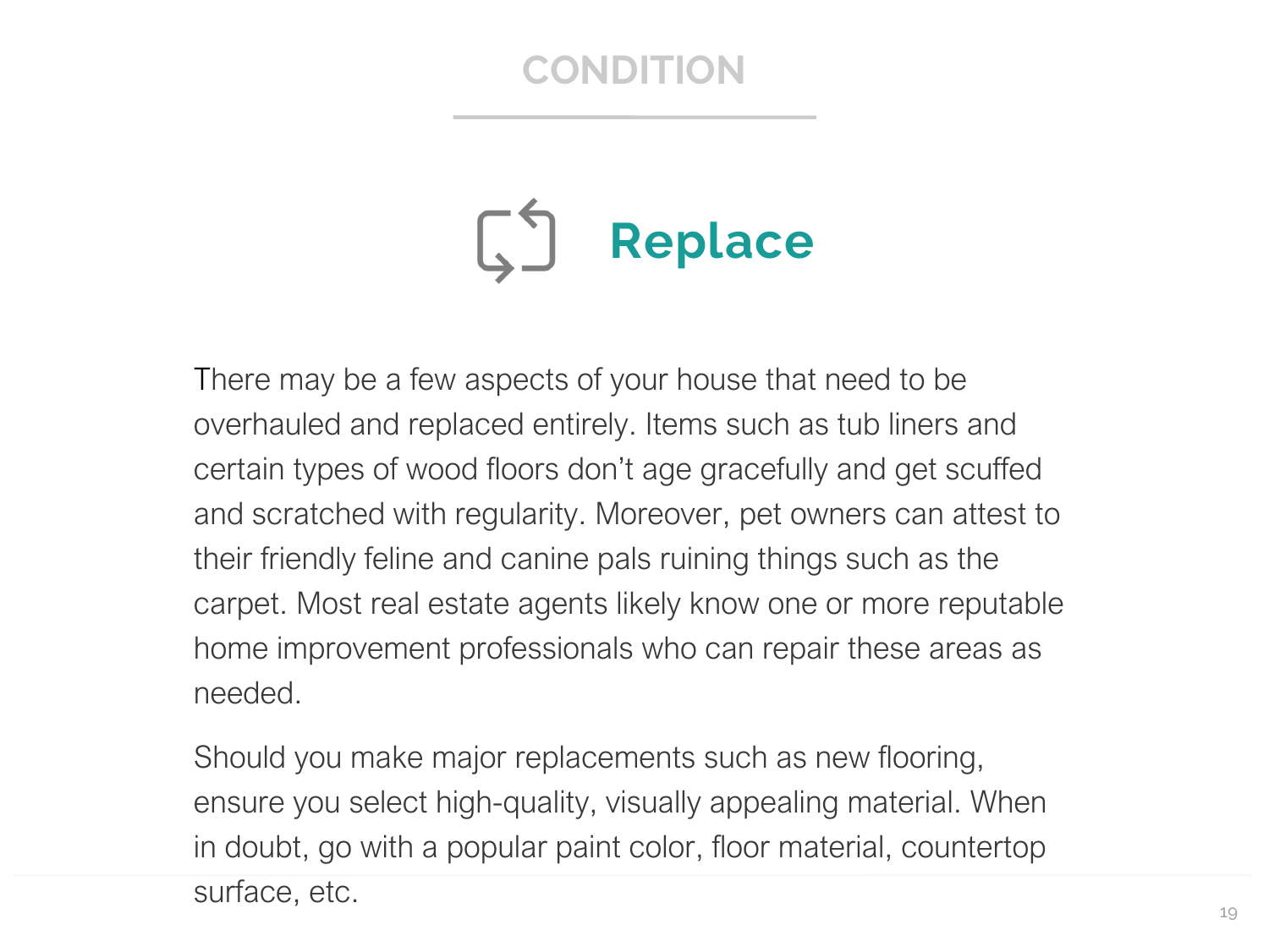# CONDITION

## Replace

There may be a few aspects of your house that need to be overhauled and replaced entirely. Items such as tub liners and certain types of wood floors don't age gracefully and get scuffed and scratched with regularity. Moreover, pet owners can attest to their friendly feline and canine pals ruining things such as the carpet. Most real estate agents likely know one or more reputable home improvement professionals who can repair these areas as needed.

Should you make major replacements such as new flooring, ensure you select high-quality, visually appealing material. When in doubt, go with a popular paint color, floor material, countertop surface, etc.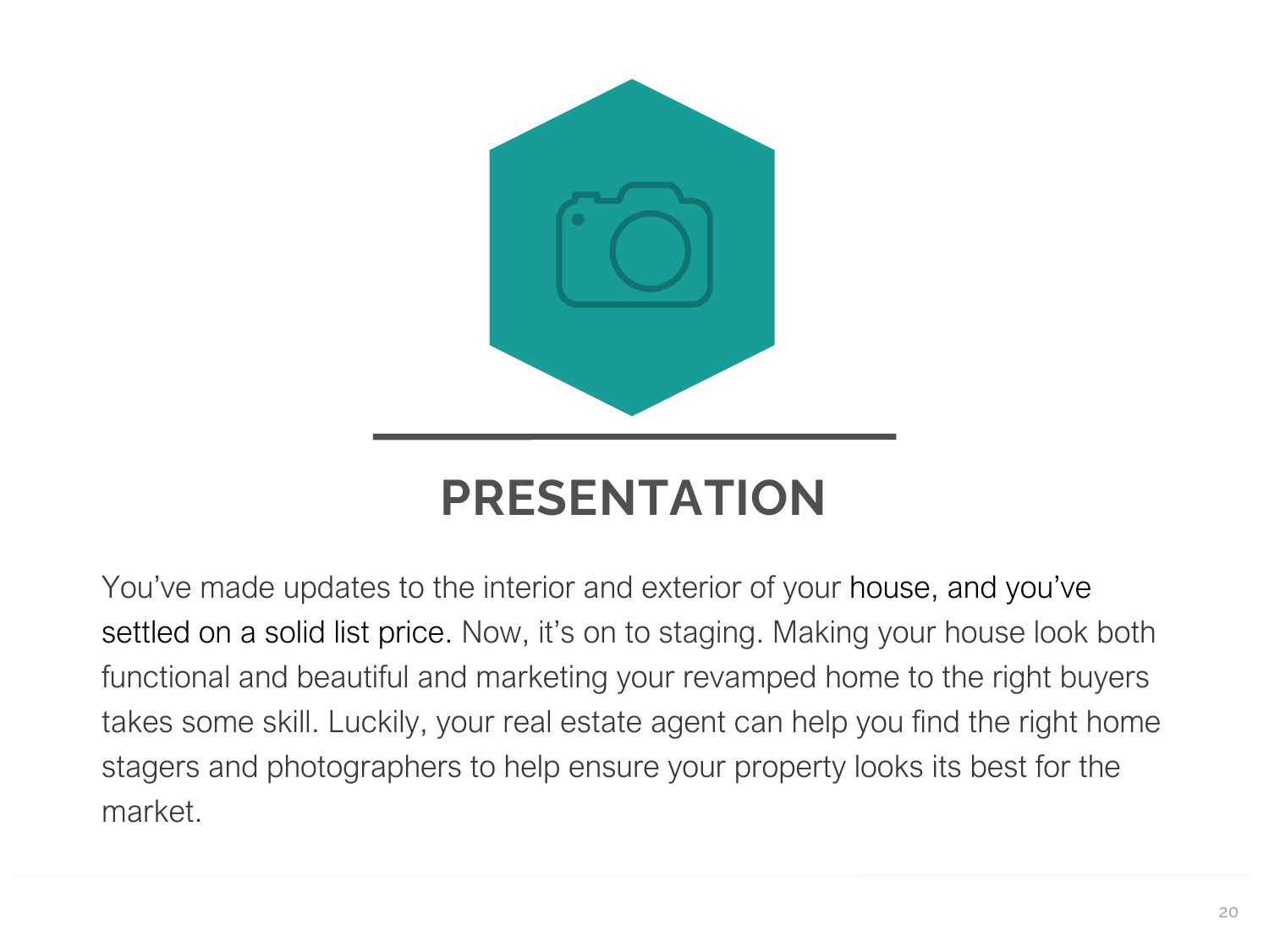# PRESENTATION

You've made updates to the interior and exterior of your house, and you've settled on a solid list price. Now, it's on to staging. Making your house look both functional and beautiful and marketing your revamped home to the right buyers takes some skill. Luckily, your real estate agent can help you find the right home stagers and photographers to help ensure your property looks its best for the market.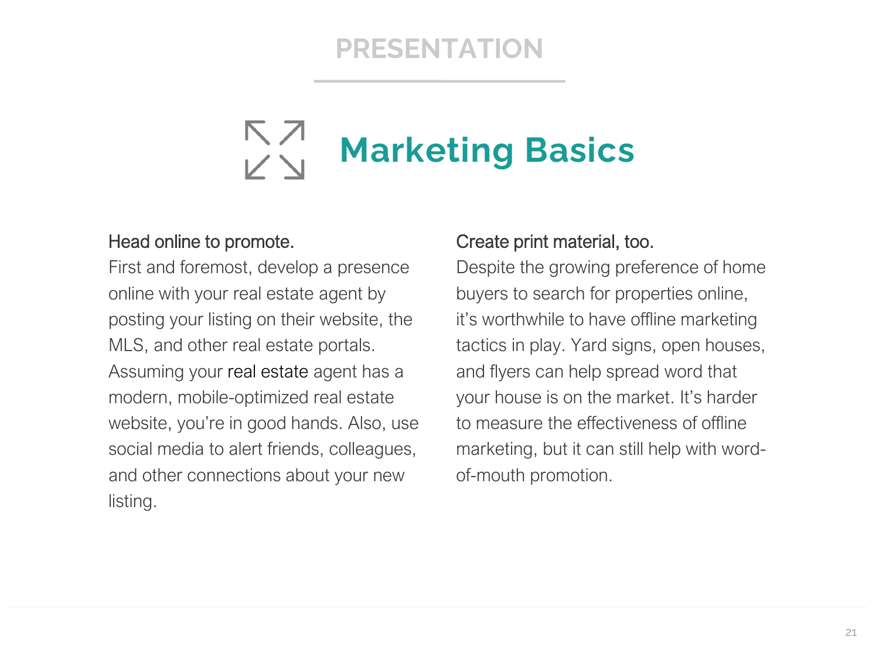PRESENTATION

# Marketing Basics

**Head online to promote.**

First and foremost, develop a presence online with your real estate agent by posting your listing on their website, the MLS, and other real estate portals. Assuming your real estate agent has a modern, mobile-optimized real estate website, you're in good hands. Also, use social media to alert friends, colleagues, and other connections about your new listing.

**Create print material, too.**

Despite the growing preference of home buyers to search for properties online, it's worthwhile to have offline marketing tactics in play. Yard signs, open houses, and flyers can help spread word that your house is on the market. It's harder to measure the effectiveness of offline marketing, but it can still help with word-of-mouth promotion.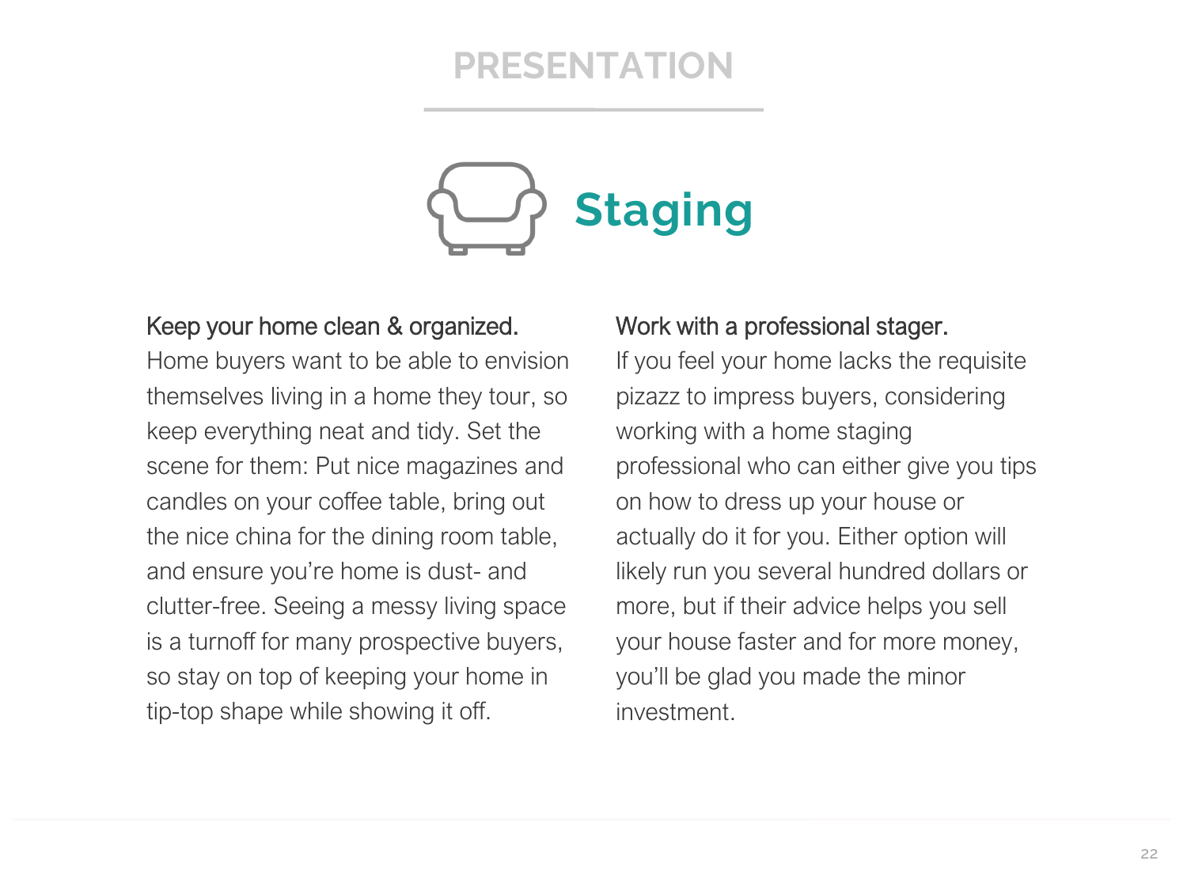# PRESENTATION

## Staging

**Keep your home clean & organized.**
Home buyers want to be able to envision themselves living in a home they tour, so keep everything neat and tidy. Set the scene for them: Put nice magazines and candles on your coffee table, bring out the nice china for the dining room table, and ensure you're home is dust- and clutter-free. Seeing a messy living space is a turnoff for many prospective buyers, so stay on top of keeping your home in tip-top shape while showing it off.

**Work with a professional stager.**
If you feel your home lacks the requisite pizazz to impress buyers, considering working with a home staging professional who can either give you tips on how to dress up your house or actually do it for you. Either option will likely run you several hundred dollars or more, but if their advice helps you sell your house faster and for more money, you'll be glad you made the minor investment.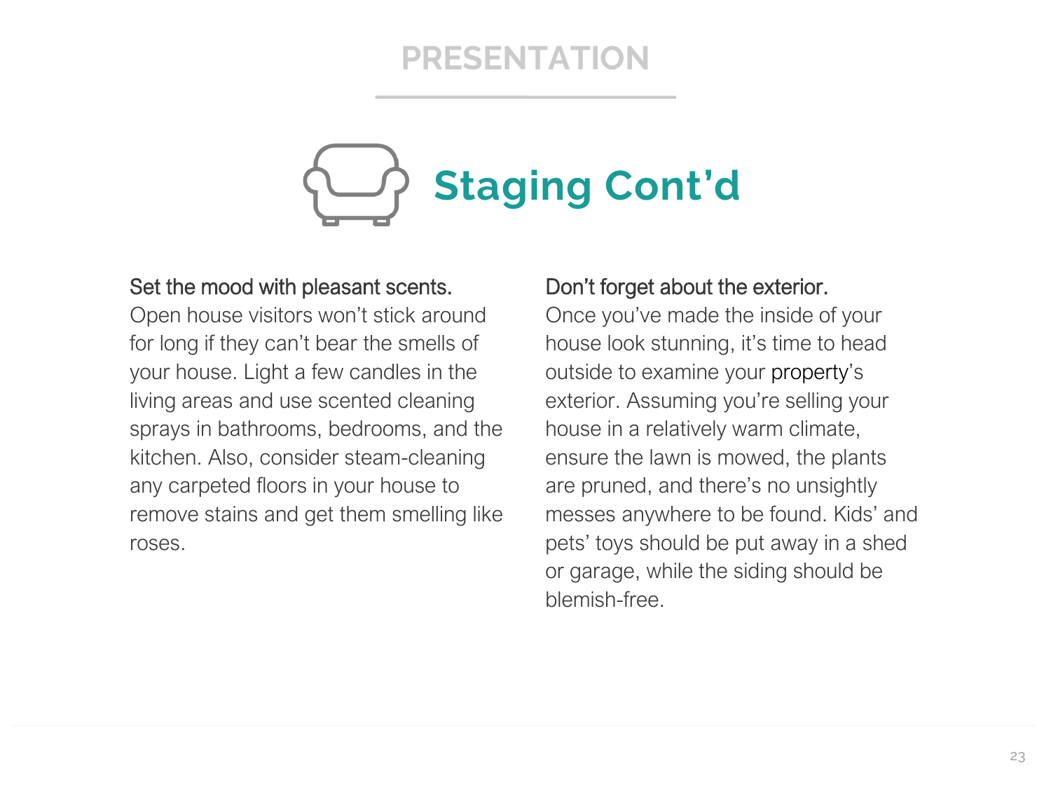# PRESENTATION

## Staging Cont'd

**Set the mood with pleasant scents.**
Open house visitors won't stick around for long if they can't bear the smells of your house. Light a few candles in the living areas and use scented cleaning sprays in bathrooms, bedrooms, and the kitchen. Also, consider steam-cleaning any carpeted floors in your house to remove stains and get them smelling like roses.

**Don't forget about the exterior.**
Once you've made the inside of your house look stunning, it's time to head outside to examine your property's exterior. Assuming you're selling your house in a relatively warm climate, ensure the lawn is mowed, the plants are pruned, and there's no unsightly messes anywhere to be found. Kids' and pets' toys should be put away in a shed or garage, while the siding should be blemish-free.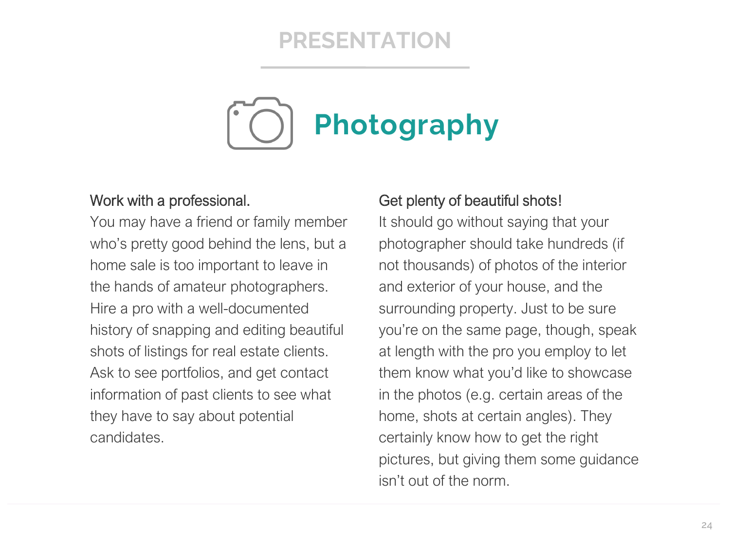# PRESENTATION

## Photography

### Work with a professional.

You may have a friend or family member who's pretty good behind the lens, but a home sale is too important to leave in the hands of amateur photographers. Hire a pro with a well-documented history of snapping and editing beautiful shots of listings for real estate clients. Ask to see portfolios, and get contact information of past clients to see what they have to say about potential candidates.

### Get plenty of beautiful shots!

It should go without saying that your photographer should take hundreds (if not thousands) of photos of the interior and exterior of your house, and the surrounding property. Just to be sure you're on the same page, though, speak at length with the pro you employ to let them know what you'd like to showcase in the photos (e.g. certain areas of the home, shots at certain angles). They certainly know how to get the right pictures, but giving them some guidance isn't out of the norm.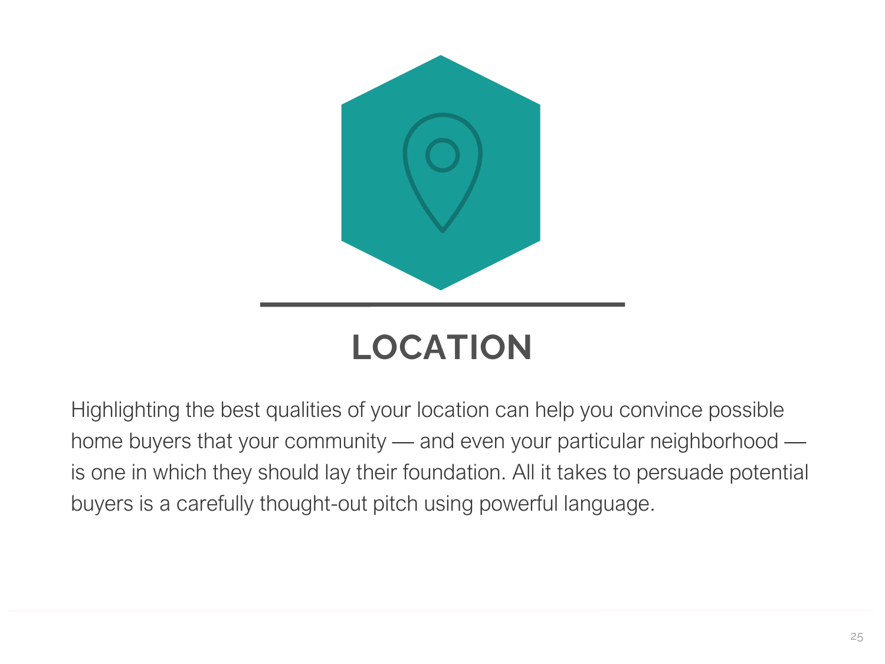# LOCATION

Highlighting the best qualities of your location can help you convince possible home buyers that your community — and even your particular neighborhood — is one in which they should lay their foundation. All it takes to persuade potential buyers is a carefully thought-out pitch using powerful language.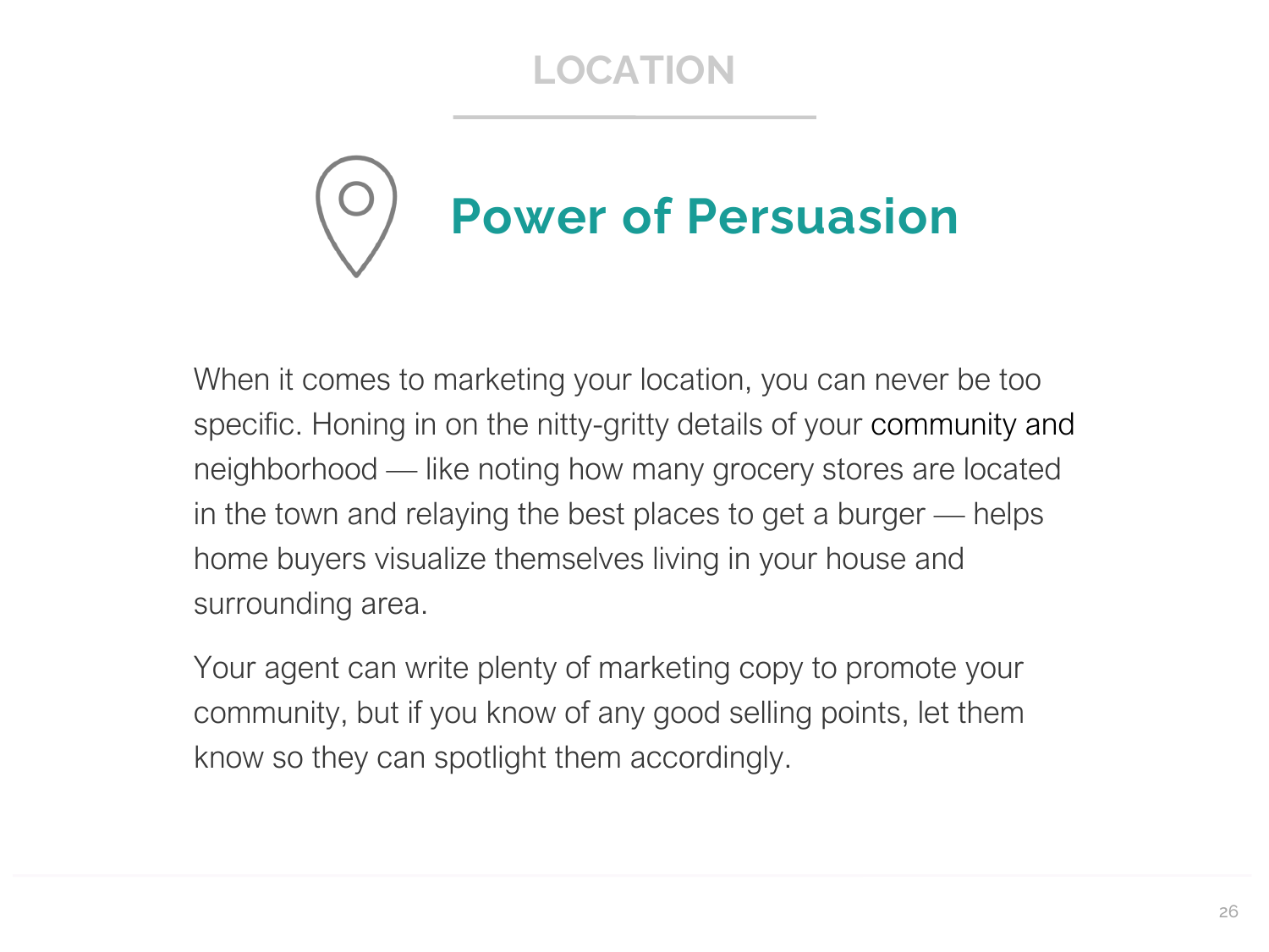LOCATION

## Power of Persuasion

When it comes to marketing your location, you can never be too specific. Honing in on the nitty-gritty details of your community and neighborhood — like noting how many grocery stores are located in the town and relaying the best places to get a burger — helps home buyers visualize themselves living in your house and surrounding area.

Your agent can write plenty of marketing copy to promote your community, but if you know of any good selling points, let them know so they can spotlight them accordingly.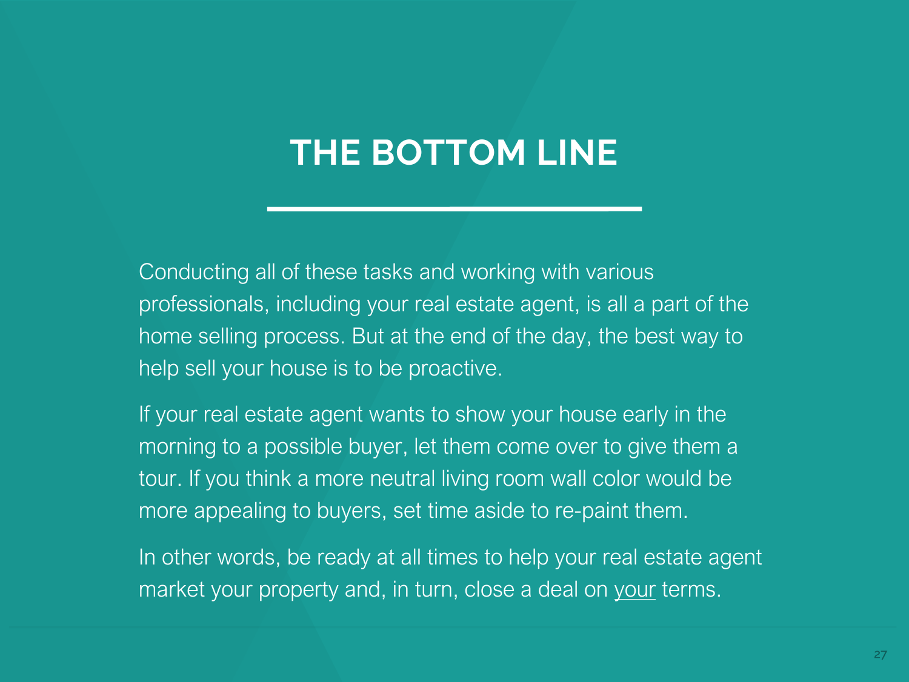# THE BOTTOM LINE

Conducting all of these tasks and working with various professionals, including your real estate agent, is all a part of the home selling process. But at the end of the day, the best way to help sell your house is to be proactive.

If your real estate agent wants to show your house early in the morning to a possible buyer, let them come over to give them a tour. If you think a more neutral living room wall color would be more appealing to buyers, set time aside to re-paint them.

In other words, be ready at all times to help your real estate agent market your property and, in turn, close a deal on <u>your</u> terms.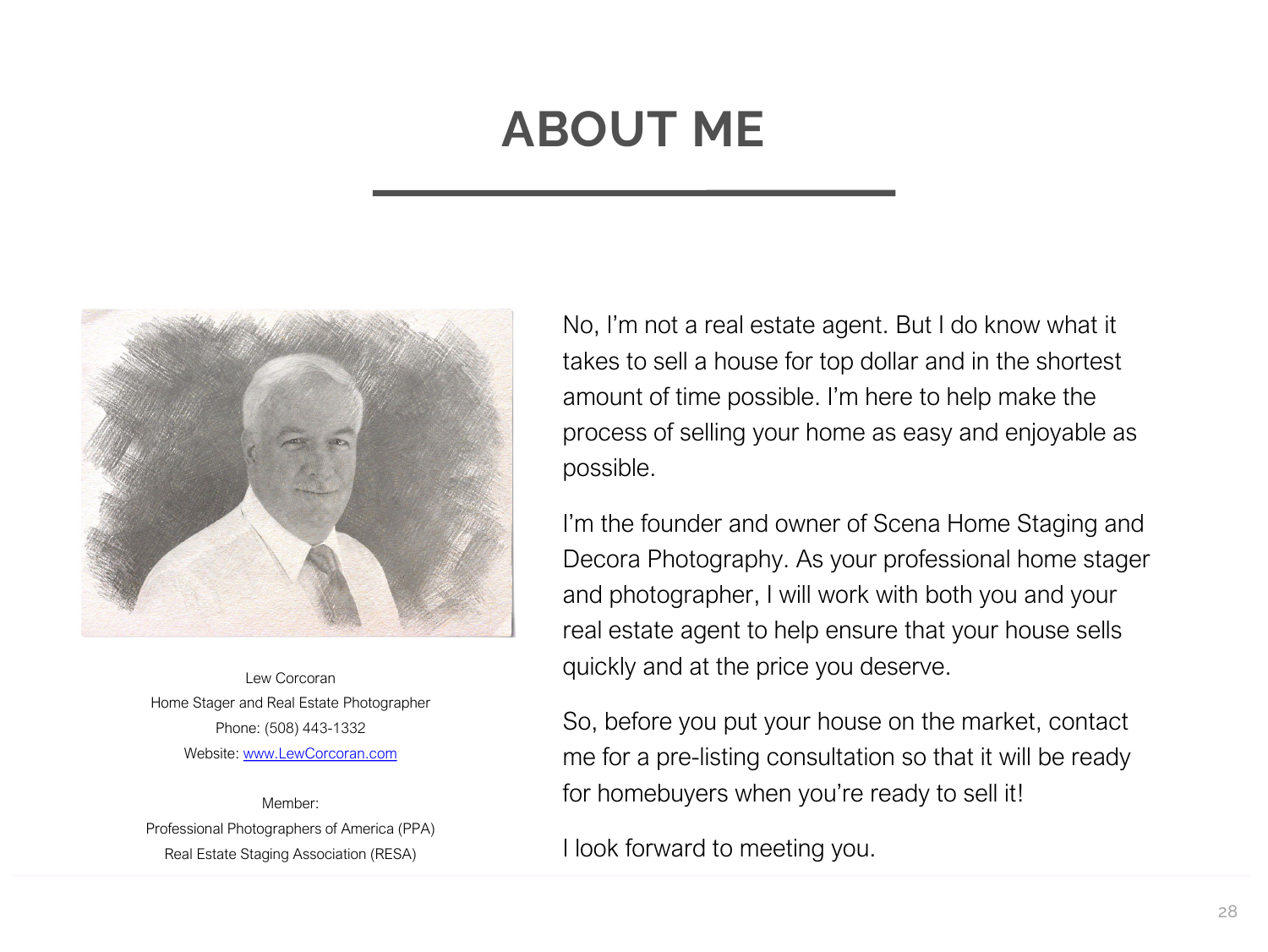# ABOUT ME

Lew Corcoran
Home Stager and Real Estate Photographer
Phone: (508) 443-1332
Website: [www.LewCorcoran.com](http://www.LewCorcoran.com)

Member:
Professional Photographers of America (PPA)
Real Estate Staging Association (RESA)

No, I'm not a real estate agent. But I do know what it takes to sell a house for top dollar and in the shortest amount of time possible. I'm here to help make the process of selling your home as easy and enjoyable as possible.

I'm the founder and owner of Scena Home Staging and Decora Photography. As your professional home stager and photographer, I will work with both you and your real estate agent to help ensure that your house sells quickly and at the price you deserve.

So, before you put your house on the market, contact me for a pre-listing consultation so that it will be ready for homebuyers when you're ready to sell it!

I look forward to meeting you.